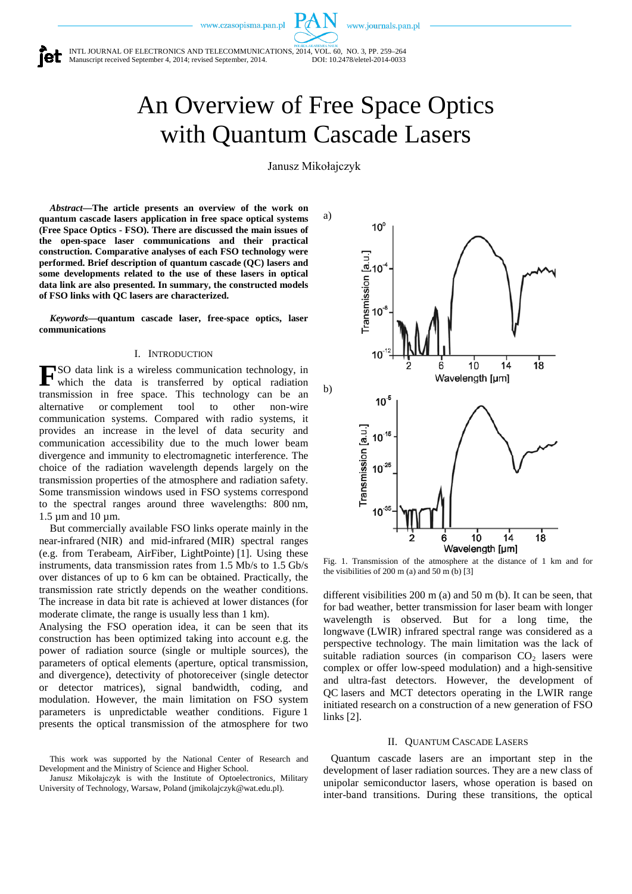// 
# An Overview of Free Space Optics with Quantum Cascade Lasers

Janusz Mikołajczyk

***Abstract*—The article presents an overview of the work on quantum cascade lasers application in free space optical systems (Free Space Optics - FSO). There are discussed the main issues of the open-space laser communications and their practical construction. Comparative analyses of each FSO technology were performed. Brief description of quantum cascade (QC) lasers and some developments related to the use of these lasers in optical data link are also presented. In summary, the constructed models of FSO links with QC lasers are characterized.**

***Keywords*—quantum cascade laser, free-space optics, laser communications**

## I. Introduction

FSO data link is a wireless communication technology, in which the data is transferred by optical radiation transmission in free space. This technology can be an alternative or complement tool to other non-wire communication systems. Compared with radio systems, it provides an increase in the level of data security and communication accessibility due to the much lower beam divergence and immunity to electromagnetic interference. The choice of the radiation wavelength depends largely on the transmission properties of the atmosphere and radiation safety. Some transmission windows used in FSO systems correspond to the spectral ranges around three wavelengths: 800 nm, 1.5 µm and 10 µm.

But commercially available FSO links operate mainly in the near-infrared (NIR) and mid-infrared (MIR) spectral ranges (e.g. from Terabeam, AirFiber, LightPointe) [1]. Using these instruments, data transmission rates from 1.5 Mb/s to 1.5 Gb/s over distances of up to 6 km can be obtained. Practically, the transmission rate strictly depends on the weather conditions. The increase in data bit rate is achieved at lower distances (for moderate climate, the range is usually less than 1 km).

Analysing the FSO operation idea, it can be seen that its construction has been optimized taking into account e.g. the power of radiation source (single or multiple sources), the parameters of optical elements (aperture, optical transmission, and divergence), detectivity of photoreceiver (single detector or detector matrices), signal bandwidth, coding, and modulation. However, the main limitation on FSO system parameters is unpredictable weather conditions. Figure 1 presents the optical transmission of the atmosphere for two different visibilities 200 m (a) and 50 m (b). It can be seen, that for bad weather, better transmission for laser beam with longer wavelength is observed. But for a long time, the longwave (LWIR) infrared spectral range was considered as a perspective technology. The main limitation was the lack of suitable radiation sources (in comparison $CO_2$ lasers were complex or offer low-speed modulation) and a high-sensitive and ultra-fast detectors. However, the development of QC lasers and MCT detectors operating in the LWIR range initiated research on a construction of a new generation of FSO links [2].

Fig. 1. Transmission of the atmosphere at the distance of 1 km and for the visibilities of 200 m (a) and 50 m (b) [3]

## II. Quantum Cascade Lasers

Quantum cascade lasers are an important step in the development of laser radiation sources. They are a new class of unipolar semiconductor lasers, whose operation is based on inter-band transitions. During these transitions, the optical

This work was supported by the National Center of Research and Development and the Ministry of Science and Higher School.

Janusz Mikołajczyk is with the Institute of Optoelectronics, Military University of Technology, Warsaw, Poland (jmikolajczyk@wat.edu.pl).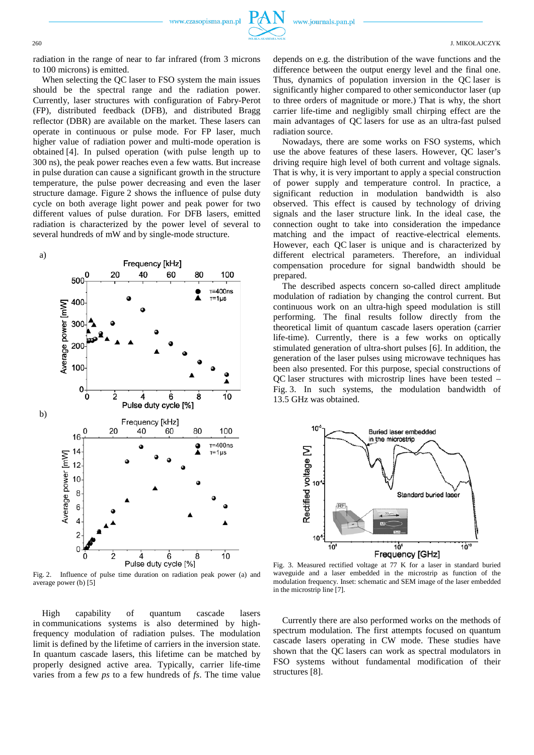radiation in the range of near to far infrared (from 3 microns to 100 microns) is emitted.

When selecting the QC laser to FSO system the main issues should be the spectral range and the radiation power. Currently, laser structures with configuration of Fabry-Perot (FP), distributed feedback (DFB), and distributed Bragg reflector (DBR) are available on the market. These lasers can operate in continuous or pulse mode. For FP laser, much higher value of radiation power and multi-mode operation is obtained [4]. In pulsed operation (with pulse length up to 300 ns), the peak power reaches even a few watts. But increase in pulse duration can cause a significant growth in the structure temperature, the pulse power decreasing and even the laser structure damage. Figure 2 shows the influence of pulse duty cycle on both average light power and peak power for two different values of pulse duration. For DFB lasers, emitted radiation is characterized by the power level of several to several hundreds of mW and by single-mode structure.

a)

Frequency [kHz]
0 20 40 60 80 100
Average power [mW]
0 100 200 300 400 500
τ=400ns
τ=1μs
Pulse duty cycle [%]
0 2 4 6 8 10

b)

Frequency [kHz]
0 20 40 60 80 100
Average power [mW]
0 2 4 6 8 10 12 14 16
τ=400ns
τ=1μs
Pulse duty cycle [%]
0 2 4 6 8 10

Fig. 2. Influence of pulse time duration on radiation peak power (a) and average power (b) [5]

High capability of quantum cascade lasers in communications systems is also determined by high-frequency modulation of radiation pulses. The modulation limit is defined by the lifetime of carriers in the inversion state. In quantum cascade lasers, this lifetime can be matched by properly designed active area. Typically, carrier life-time varies from a few *ps* to a few hundreds of *fs*. The time value depends on e.g. the distribution of the wave functions and the difference between the output energy level and the final one. Thus, dynamics of population inversion in the QC laser is significantly higher compared to other semiconductor laser (up to three orders of magnitude or more.) That is why, the short carrier life-time and negligibly small chirping effect are the main advantages of QC lasers for use as an ultra-fast pulsed radiation source.

Nowadays, there are some works on FSO systems, which use the above features of these lasers. However, QC laser's driving require high level of both current and voltage signals. That is why, it is very important to apply a special construction of power supply and temperature control. In practice, a significant reduction in modulation bandwidth is also observed. This effect is caused by technology of driving signals and the laser structure link. In the ideal case, the connection ought to take into consideration the impedance matching and the impact of reactive-electrical elements. However, each QC laser is unique and is characterized by different electrical parameters. Therefore, an individual compensation procedure for signal bandwidth should be prepared.

The described aspects concern so-called direct amplitude modulation of radiation by changing the control current. But continuous work on an ultra-high speed modulation is still performing. The final results follow directly from the theoretical limit of quantum cascade lasers operation (carrier life-time). Currently, there is a few works on optically stimulated generation of ultra-short pulses [6]. In addition, the generation of the laser pulses using microwave techniques has been also presented. For this purpose, special constructions of QC laser structures with microstrip lines have been tested – Fig. 3. In such systems, the modulation bandwidth of 13.5 GHz was obtained.

Rectified voltage [V]
$10^{-3}$
$10^{-4}$
$10^{-5}$
Buried laser embedded in the microstrip
Standard buried laser
RF
Frequency [GHz]
$10^{8}$ $10^{9}$ $10^{10}$

Fig. 3. Measured rectified voltage at 77 K for a laser in standard buried waveguide and a laser embedded in the microstrip as function of the modulation frequency. Inset: schematic and SEM image of the laser embedded in the microstrip line [7].

Currently there are also performed works on the methods of spectrum modulation. The first attempts focused on quantum cascade lasers operating in CW mode. These studies have shown that the QC lasers can work as spectral modulators in FSO systems without fundamental modification of their structures [8].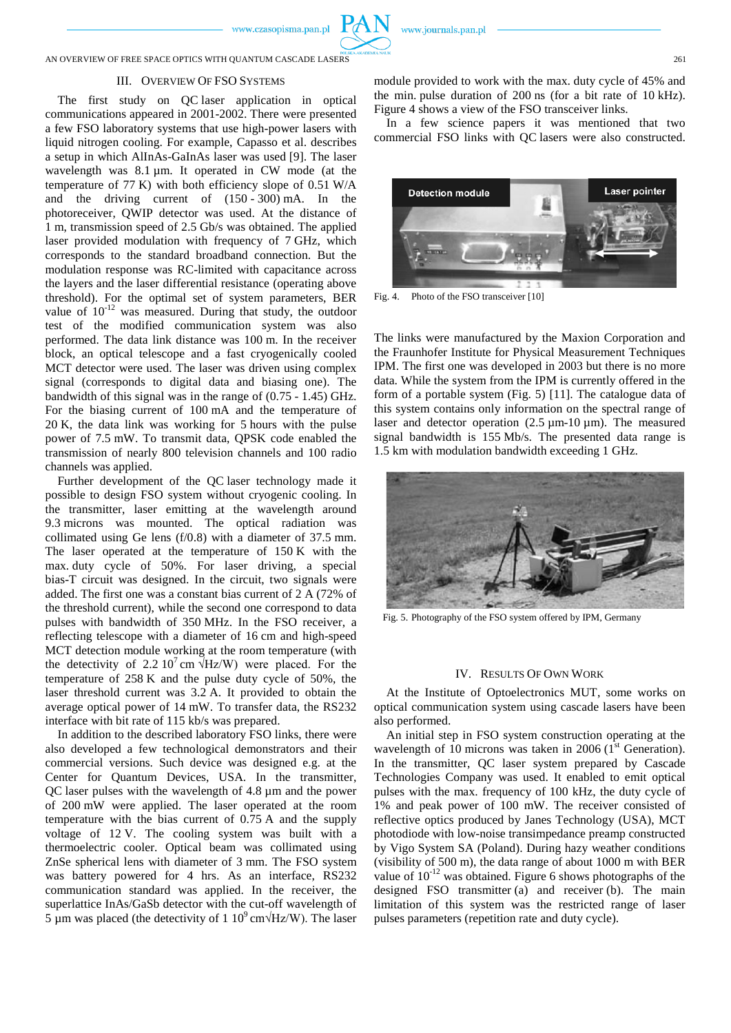## III. Overview of FSO Systems

The first study on QC laser application in optical communications appeared in 2001-2002. There were presented a few FSO laboratory systems that use high-power lasers with liquid nitrogen cooling. For example, Capasso et al. describes a setup in which AlInAs-GaInAs laser was used [9]. The laser wavelength was 8.1 µm. It operated in CW mode (at the temperature of 77 K) with both efficiency slope of 0.51 W/A and the driving current of (150 - 300) mA. In the photoreceiver, QWIP detector was used. At the distance of 1 m, transmission speed of 2.5 Gb/s was obtained. The applied laser provided modulation with frequency of 7 GHz, which corresponds to the standard broadband connection. But the modulation response was RC-limited with capacitance across the layers and the laser differential resistance (operating above threshold). For the optimal set of system parameters, BER value of $10^{-12}$ was measured. During that study, the outdoor test of the modified communication system was also performed. The data link distance was 100 m. In the receiver block, an optical telescope and a fast cryogenically cooled MCT detector were used. The laser was driven using complex signal (corresponds to digital data and biasing one). The bandwidth of this signal was in the range of (0.75 - 1.45) GHz. For the biasing current of 100 mA and the temperature of 20 K, the data link was working for 5 hours with the pulse power of 7.5 mW. To transmit data, QPSK code enabled the transmission of nearly 800 television channels and 100 radio channels was applied.

Further development of the QC laser technology made it possible to design FSO system without cryogenic cooling. In the transmitter, laser emitting at the wavelength around 9.3 microns was mounted. The optical radiation was collimated using Ge lens (f/0.8) with a diameter of 37.5 mm. The laser operated at the temperature of 150 K with the max. duty cycle of 50%. For laser driving, a special bias-T circuit was designed. In the circuit, two signals were added. The first one was a constant bias current of 2 A (72% of the threshold current), while the second one correspond to data pulses with bandwidth of 350 MHz. In the FSO receiver, a reflecting telescope with a diameter of 16 cm and high-speed MCT detection module working at the room temperature (with the detectivity of $2.2 \cdot 10^{7}$ cm $\sqrt{\text{Hz}}$/W) were placed. For the temperature of 258 K and the pulse duty cycle of 50%, the laser threshold current was 3.2 A. It provided to obtain the average optical power of 14 mW. To transfer data, the RS232 interface with bit rate of 115 kb/s was prepared.

In addition to the described laboratory FSO links, there were also developed a few technological demonstrators and their commercial versions. Such device was designed e.g. at the Center for Quantum Devices, USA. In the transmitter, QC laser pulses with the wavelength of 4.8 µm and the power of 200 mW were applied. The laser operated at the room temperature with the bias current of 0.75 A and the supply voltage of 12 V. The cooling system was built with a thermoelectric cooler. Optical beam was collimated using ZnSe spherical lens with diameter of 3 mm. The FSO system was battery powered for 4 hrs. As an interface, RS232 communication standard was applied. In the receiver, the superlattice InAs/GaSb detector with the cut-off wavelength of 5 µm was placed (the detectivity of $1 \cdot 10^{9}$ cm$\sqrt{\text{Hz}}$/W). The laser module provided to work with the max. duty cycle of 45% and the min. pulse duration of 200 ns (for a bit rate of 10 kHz). Figure 4 shows a view of the FSO transceiver links.

In a few science papers it was mentioned that two commercial FSO links with QC lasers were also constructed.

Fig. 4. Photo of the FSO transceiver [10]

The links were manufactured by the Maxion Corporation and the Fraunhofer Institute for Physical Measurement Techniques IPM. The first one was developed in 2003 but there is no more data. While the system from the IPM is currently offered in the form of a portable system (Fig. 5) [11]. The catalogue data of this system contains only information on the spectral range of laser and detector operation (2.5 µm-10 µm). The measured signal bandwidth is 155 Mb/s. The presented data range is 1.5 km with modulation bandwidth exceeding 1 GHz.

Fig. 5. Photography of the FSO system offered by IPM, Germany

## IV. Results of Own Work

At the Institute of Optoelectronics MUT, some works on optical communication system using cascade lasers have been also performed.

An initial step in FSO system construction operating at the wavelength of 10 microns was taken in 2006 (1st Generation). In the transmitter, QC laser system prepared by Cascade Technologies Company was used. It enabled to emit optical pulses with the max. frequency of 100 kHz, the duty cycle of 1% and peak power of 100 mW. The receiver consisted of reflective optics produced by Janes Technology (USA), MCT photodiode with low-noise transimpedance preamp constructed by Vigo System SA (Poland). During hazy weather conditions (visibility of 500 m), the data range of about 1000 m with BER value of $10^{-12}$ was obtained. Figure 6 shows photographs of the designed FSO transmitter (a) and receiver (b). The main limitation of this system was the restricted range of laser pulses parameters (repetition rate and duty cycle).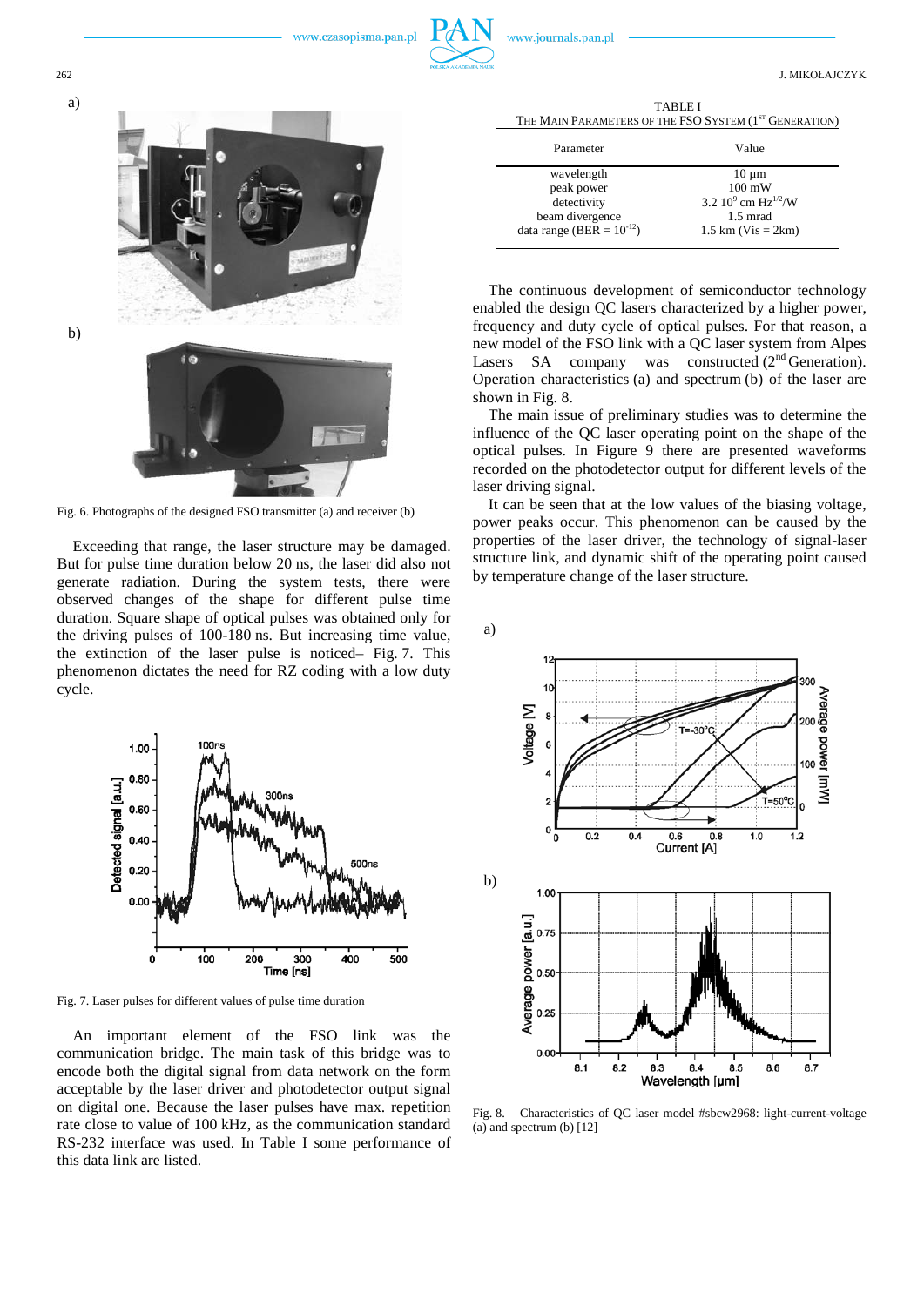a)

b)

Fig. 6. Photographs of the designed FSO transmitter (a) and receiver (b)

Exceeding that range, the laser structure may be damaged. But for pulse time duration below 20 ns, the laser did also not generate radiation. During the system tests, there were observed changes of the shape for different pulse time duration. Square shape of optical pulses was obtained only for the driving pulses of 100-180 ns. But increasing time value, the extinction of the laser pulse is noticed– Fig. 7. This phenomenon dictates the need for RZ coding with a low duty cycle.

Fig. 7. Laser pulses for different values of pulse time duration

An important element of the FSO link was the communication bridge. The main task of this bridge was to encode both the digital signal from data network on the form acceptable by the laser driver and photodetector output signal on digital one. Because the laser pulses have max. repetition rate close to value of 100 kHz, as the communication standard RS-232 interface was used. In Table I some performance of this data link are listed.

TABLE I
THE MAIN PARAMETERS OF THE FSO SYSTEM (1ST GENERATION)

| Parameter | Value |
|---|---|
| wavelength | 10 µm |
| peak power | 100 mW |
| detectivity | $3.2 \cdot 10^9$ cm $\mathrm{Hz}^{1/2}$/W |
| beam divergence | 1.5 mrad |
| data range (BER = $10^{-12}$) | 1.5 km (Vis = 2km) |

The continuous development of semiconductor technology enabled the design QC lasers characterized by a higher power, frequency and duty cycle of optical pulses. For that reason, a new model of the FSO link with a QC laser system from Alpes Lasers SA company was constructed (2nd Generation). Operation characteristics (a) and spectrum (b) of the laser are shown in Fig. 8.

The main issue of preliminary studies was to determine the influence of the QC laser operating point on the shape of the optical pulses. In Figure 9 there are presented waveforms recorded on the photodetector output for different levels of the laser driving signal.

It can be seen that at the low values of the biasing voltage, power peaks occur. This phenomenon can be caused by the properties of the laser driver, the technology of signal-laser structure link, and dynamic shift of the operating point caused by temperature change of the laser structure.

a)

b)

Fig. 8. Characteristics of QC laser model #sbcw2968: light-current-voltage (a) and spectrum (b) [12]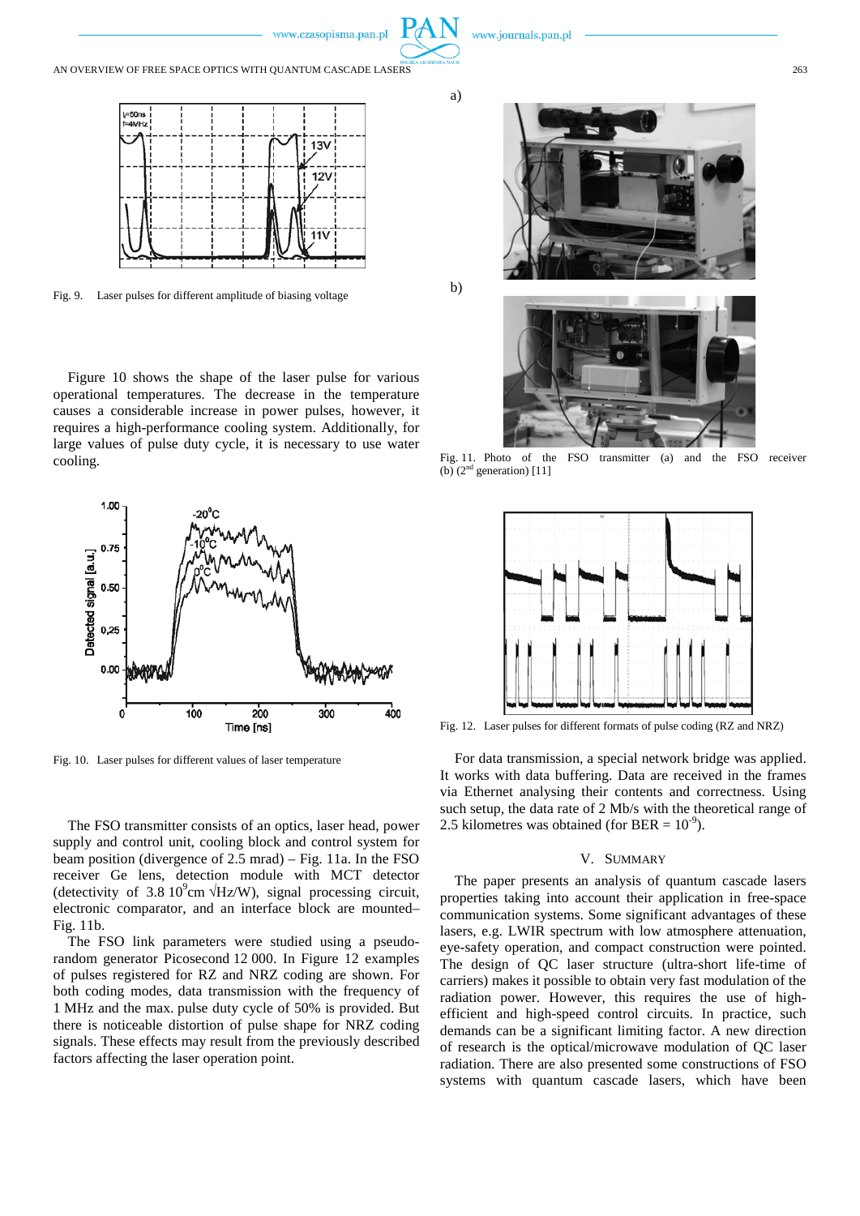Fig. 9. Laser pulses for different amplitude of biasing voltage

Figure 10 shows the shape of the laser pulse for various operational temperatures. The decrease in the temperature causes a considerable increase in power pulses, however, it requires a high-performance cooling system. Additionally, for large values of pulse duty cycle, it is necessary to use water cooling.

Fig. 10. Laser pulses for different values of laser temperature

The FSO transmitter consists of an optics, laser head, power supply and control unit, cooling block and control system for beam position (divergence of 2.5 mrad) – Fig. 11a. In the FSO receiver Ge lens, detection module with MCT detector (detectivity of 3.8 $10^9$cm $\sqrt{\text{Hz}}$/W), signal processing circuit, electronic comparator, and an interface block are mounted– Fig. 11b.

The FSO link parameters were studied using a pseudo-random generator Picosecond 12 000. In Figure 12 examples of pulses registered for RZ and NRZ coding are shown. For both coding modes, data transmission with the frequency of 1 MHz and the max. pulse duty cycle of 50% is provided. But there is noticeable distortion of pulse shape for NRZ coding signals. These effects may result from the previously described factors affecting the laser operation point.

Fig. 11. Photo of the FSO transmitter (a) and the FSO receiver (b) (2nd generation) [11]

Fig. 12. Laser pulses for different formats of pulse coding (RZ and NRZ)

For data transmission, a special network bridge was applied. It works with data buffering. Data are received in the frames via Ethernet analysing their contents and correctness. Using such setup, the data rate of 2 Mb/s with the theoretical range of 2.5 kilometres was obtained (for BER = $10^{-9}$).

## V. Summary

The paper presents an analysis of quantum cascade lasers properties taking into account their application in free-space communication systems. Some significant advantages of these lasers, e.g. LWIR spectrum with low atmosphere attenuation, eye-safety operation, and compact construction were pointed. The design of QC laser structure (ultra-short life-time of carriers) makes it possible to obtain very fast modulation of the radiation power. However, this requires the use of high-efficient and high-speed control circuits. In practice, such demands can be a significant limiting factor. A new direction of research is the optical/microwave modulation of QC laser radiation. There are also presented some constructions of FSO systems with quantum cascade lasers, which have been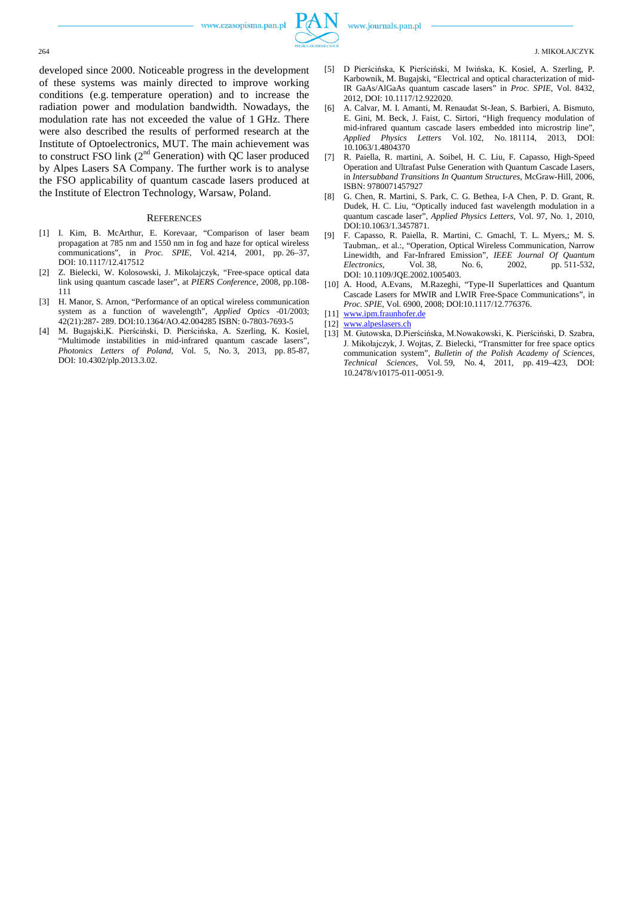developed since 2000. Noticeable progress in the development of these systems was mainly directed to improve working conditions (e.g. temperature operation) and to increase the radiation power and modulation bandwidth. Nowadays, the modulation rate has not exceeded the value of 1 GHz. There were also described the results of performed research at the Institute of Optoelectronics, MUT. The main achievement was to construct FSO link (2nd Generation) with QC laser produced by Alpes Lasers SA Company. The further work is to analyse the FSO applicability of quantum cascade lasers produced at the Institute of Electron Technology, Warsaw, Poland.

## References

[1] I. Kim, B. McArthur, E. Korevaar, "Comparison of laser beam propagation at 785 nm and 1550 nm in fog and haze for optical wireless communications", in *Proc. SPIE*, Vol. 4214, 2001, pp. 26–37, DOI: 10.1117/12.417512

[2] Z. Bielecki, W. Kolosowski, J. Mikolajczyk, "Free-space optical data link using quantum cascade laser", at *PIERS Conference*, 2008, pp.108-111

[3] H. Manor, S. Arnon, "Performance of an optical wireless communication system as a function of wavelength", *Applied Optics* -01/2003; 42(21):287- 289. DOI:10.1364/AO.42.004285 ISBN: 0-7803-7693-5

[4] M. Bugajski,K. Pierściński, D. Pierścińska, A. Szerling, K. Kosiel, "Multimode instabilities in mid-infrared quantum cascade lasers", *Photonics Letters of Poland*, Vol. 5, No. 3, 2013, pp. 85-87, DOI: 10.4302/plp.2013.3.02.

[5] D Pierścińska, K Pierściński, M Iwińska, K. Kosiel, A. Szerling, P. Karbownik, M. Bugajski, "Electrical and optical characterization of mid-IR GaAs/AlGaAs quantum cascade lasers" in *Proc. SPIE*, Vol. 8432, 2012, DOI: 10.1117/12.922020.

[6] A. Calvar, M. I. Amanti, M. Renaudat St-Jean, S. Barbieri, A. Bismuto, E. Gini, M. Beck, J. Faist, C. Sirtori, "High frequency modulation of mid-infrared quantum cascade lasers embedded into microstrip line", *Applied Physics Letters* Vol. 102, No. 181114, 2013, DOI: 10.1063/1.4804370

[7] R. Paiella, R. martini, A. Soibel, H. C. Liu, F. Capasso, High-Speed Operation and Ultrafast Pulse Generation with Quantum Cascade Lasers, in *Intersubband Transitions In Quantum Structures*, McGraw-Hill, 2006, ISBN: 9780071457927

[8] G. Chen, R. Martini, S. Park, C. G. Bethea, I-A Chen, P. D. Grant, R. Dudek, H. C. Liu, "Optically induced fast wavelength modulation in a quantum cascade laser", *Applied Physics Letters*, Vol. 97, No. 1, 2010, DOI:10.1063/1.3457871.

[9] F. Capasso, R. Paiella, R. Martini, C. Gmachl, T. L. Myers,; M. S. Taubman,. et al.:, "Operation, Optical Wireless Communication, Narrow Linewidth, and Far-Infrared Emission", *IEEE Journal Of Quantum Electronics*, Vol. 38, No. 6, 2002, pp. 511-532, DOI: 10.1109/JQE.2002.1005403.

[10] A. Hood, A.Evans, M.Razeghi, "Type-II Superlattices and Quantum Cascade Lasers for MWIR and LWIR Free-Space Communications", in *Proc. SPIE*, Vol. 6900, 2008; DOI:10.1117/12.776376.

[11] www.ipm.fraunhofer.de

[12] www.alpeslasers.ch

[13] M. Gutowska, D.Pierścińska, M.Nowakowski, K. Pierściński, D. Szabra, J. Mikołajczyk, J. Wojtas, Z. Bielecki, "Transmitter for free space optics communication system", *Bulletin of the Polish Academy of Sciences, Technical Sciences*, Vol. 59, No. 4, 2011, pp. 419–423, DOI: 10.2478/v10175-011-0051-9.